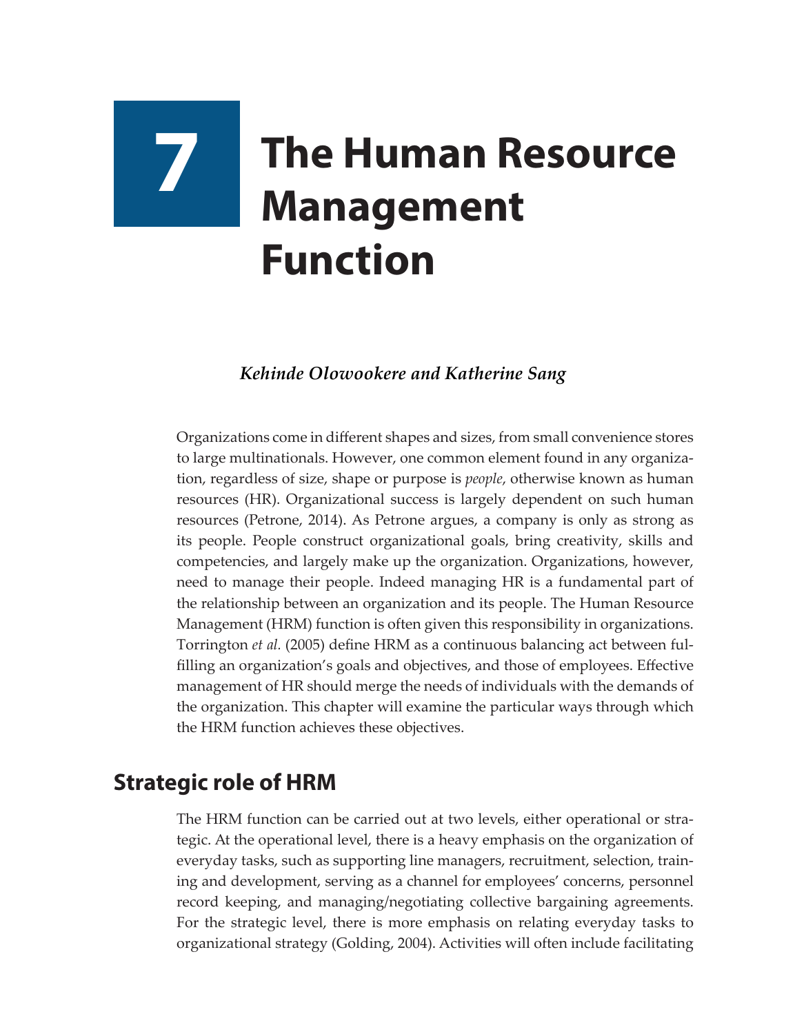# 7 The Human Resource Management Function

***Kehinde Olowookere and Katherine Sang***

Organizations come in different shapes and sizes, from small convenience stores to large multinationals. However, one common element found in any organization, regardless of size, shape or purpose is *people*, otherwise known as human resources (HR). Organizational success is largely dependent on such human resources (Petrone, 2014). As Petrone argues, a company is only as strong as its people. People construct organizational goals, bring creativity, skills and competencies, and largely make up the organization. Organizations, however, need to manage their people. Indeed managing HR is a fundamental part of the relationship between an organization and its people. The Human Resource Management (HRM) function is often given this responsibility in organizations. Torrington *et al.* (2005) define HRM as a continuous balancing act between fulfilling an organization's goals and objectives, and those of employees. Effective management of HR should merge the needs of individuals with the demands of the organization. This chapter will examine the particular ways through which the HRM function achieves these objectives.

## Strategic role of HRM

The HRM function can be carried out at two levels, either operational or strategic. At the operational level, there is a heavy emphasis on the organization of everyday tasks, such as supporting line managers, recruitment, selection, training and development, serving as a channel for employees' concerns, personnel record keeping, and managing/negotiating collective bargaining agreements. For the strategic level, there is more emphasis on relating everyday tasks to organizational strategy (Golding, 2004). Activities will often include facilitating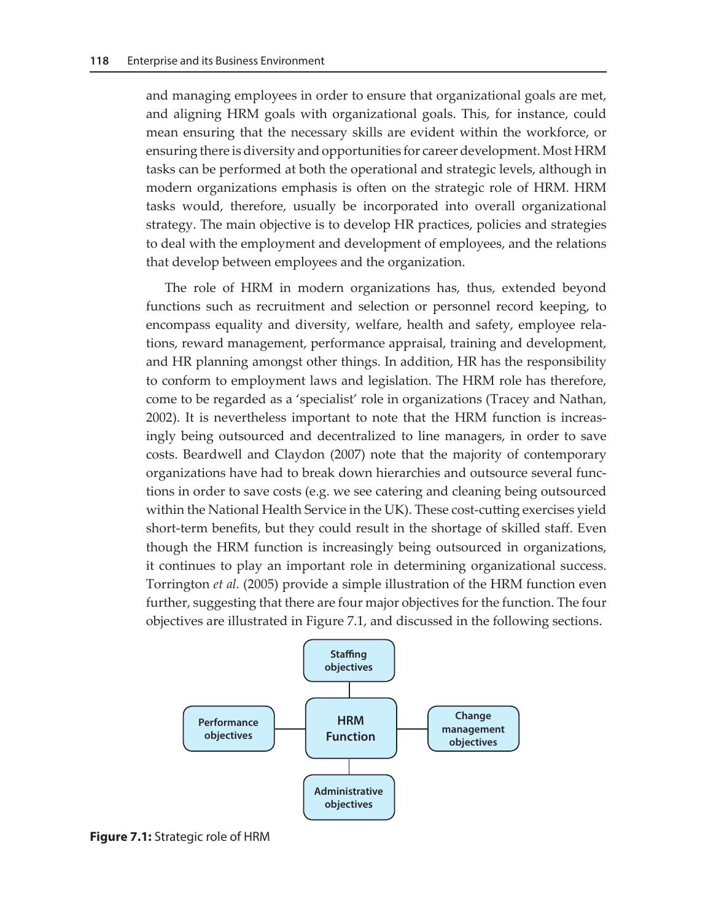and managing employees in order to ensure that organizational goals are met, and aligning HRM goals with organizational goals. This, for instance, could mean ensuring that the necessary skills are evident within the workforce, or ensuring there is diversity and opportunities for career development. Most HRM tasks can be performed at both the operational and strategic levels, although in modern organizations emphasis is often on the strategic role of HRM. HRM tasks would, therefore, usually be incorporated into overall organizational strategy. The main objective is to develop HR practices, policies and strategies to deal with the employment and development of employees, and the relations that develop between employees and the organization.

The role of HRM in modern organizations has, thus, extended beyond functions such as recruitment and selection or personnel record keeping, to encompass equality and diversity, welfare, health and safety, employee relations, reward management, performance appraisal, training and development, and HR planning amongst other things. In addition, HR has the responsibility to conform to employment laws and legislation. The HRM role has therefore, come to be regarded as a 'specialist' role in organizations (Tracey and Nathan, 2002). It is nevertheless important to note that the HRM function is increasingly being outsourced and decentralized to line managers, in order to save costs. Beardwell and Claydon (2007) note that the majority of contemporary organizations have had to break down hierarchies and outsource several functions in order to save costs (e.g. we see catering and cleaning being outsourced within the National Health Service in the UK). These cost-cutting exercises yield short-term benefits, but they could result in the shortage of skilled staff. Even though the HRM function is increasingly being outsourced in organizations, it continues to play an important role in determining organizational success. Torrington *et al.* (2005) provide a simple illustration of the HRM function even further, suggesting that there are four major objectives for the function. The four objectives are illustrated in Figure 7.1, and discussed in the following sections.

Staffing objectives

Performance objectives — HRM Function — Change management objectives

Administrative objectives

**Figure 7.1:** Strategic role of HRM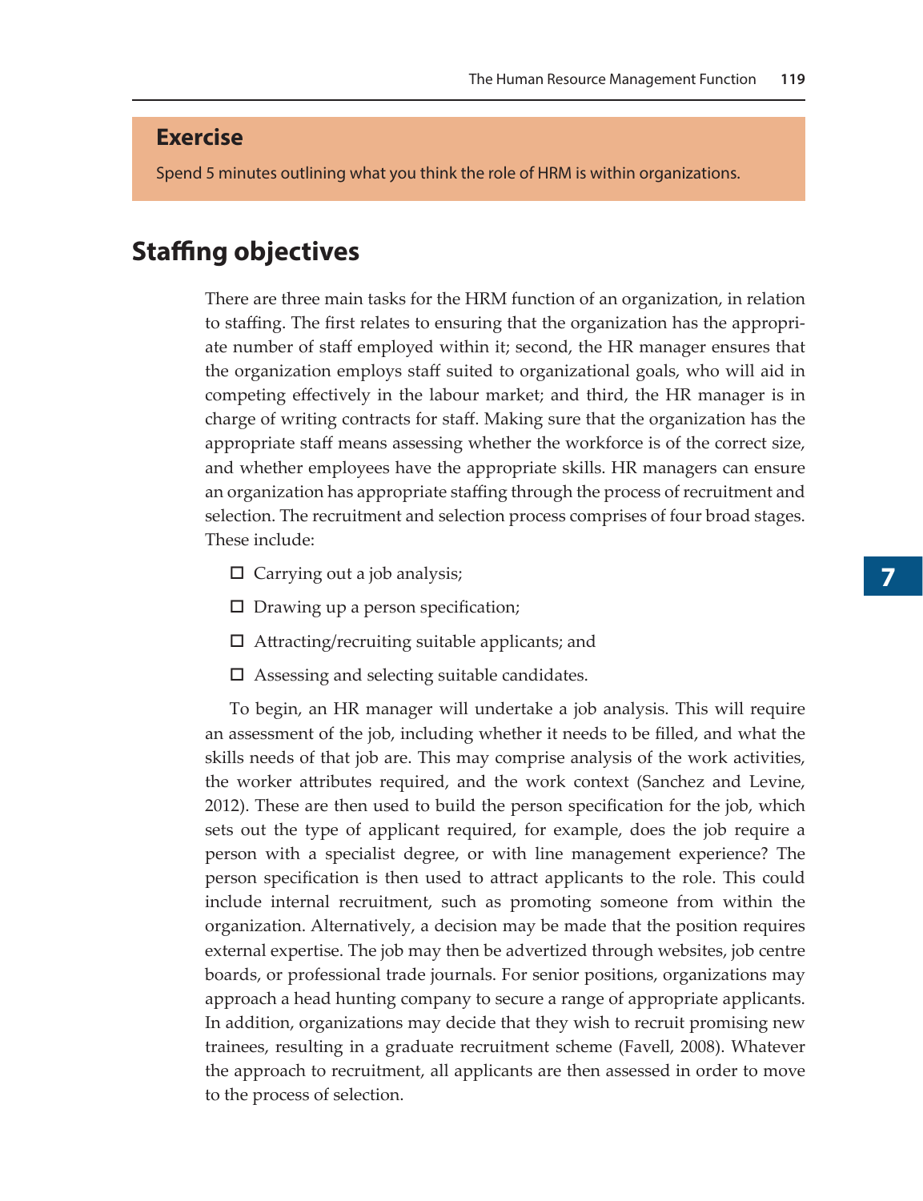## Exercise

Spend 5 minutes outlining what you think the role of HRM is within organizations.

## Staffing objectives

There are three main tasks for the HRM function of an organization, in relation to staffing. The first relates to ensuring that the organization has the appropriate number of staff employed within it; second, the HR manager ensures that the organization employs staff suited to organizational goals, who will aid in competing effectively in the labour market; and third, the HR manager is in charge of writing contracts for staff. Making sure that the organization has the appropriate staff means assessing whether the workforce is of the correct size, and whether employees have the appropriate skills. HR managers can ensure an organization has appropriate staffing through the process of recruitment and selection. The recruitment and selection process comprises of four broad stages. These include:

- Carrying out a job analysis;
- Drawing up a person specification;
- Attracting/recruiting suitable applicants; and
- Assessing and selecting suitable candidates.

To begin, an HR manager will undertake a job analysis. This will require an assessment of the job, including whether it needs to be filled, and what the skills needs of that job are. This may comprise analysis of the work activities, the worker attributes required, and the work context (Sanchez and Levine, 2012). These are then used to build the person specification for the job, which sets out the type of applicant required, for example, does the job require a person with a specialist degree, or with line management experience? The person specification is then used to attract applicants to the role. This could include internal recruitment, such as promoting someone from within the organization. Alternatively, a decision may be made that the position requires external expertise. The job may then be advertized through websites, job centre boards, or professional trade journals. For senior positions, organizations may approach a head hunting company to secure a range of appropriate applicants. In addition, organizations may decide that they wish to recruit promising new trainees, resulting in a graduate recruitment scheme (Favell, 2008). Whatever the approach to recruitment, all applicants are then assessed in order to move to the process of selection.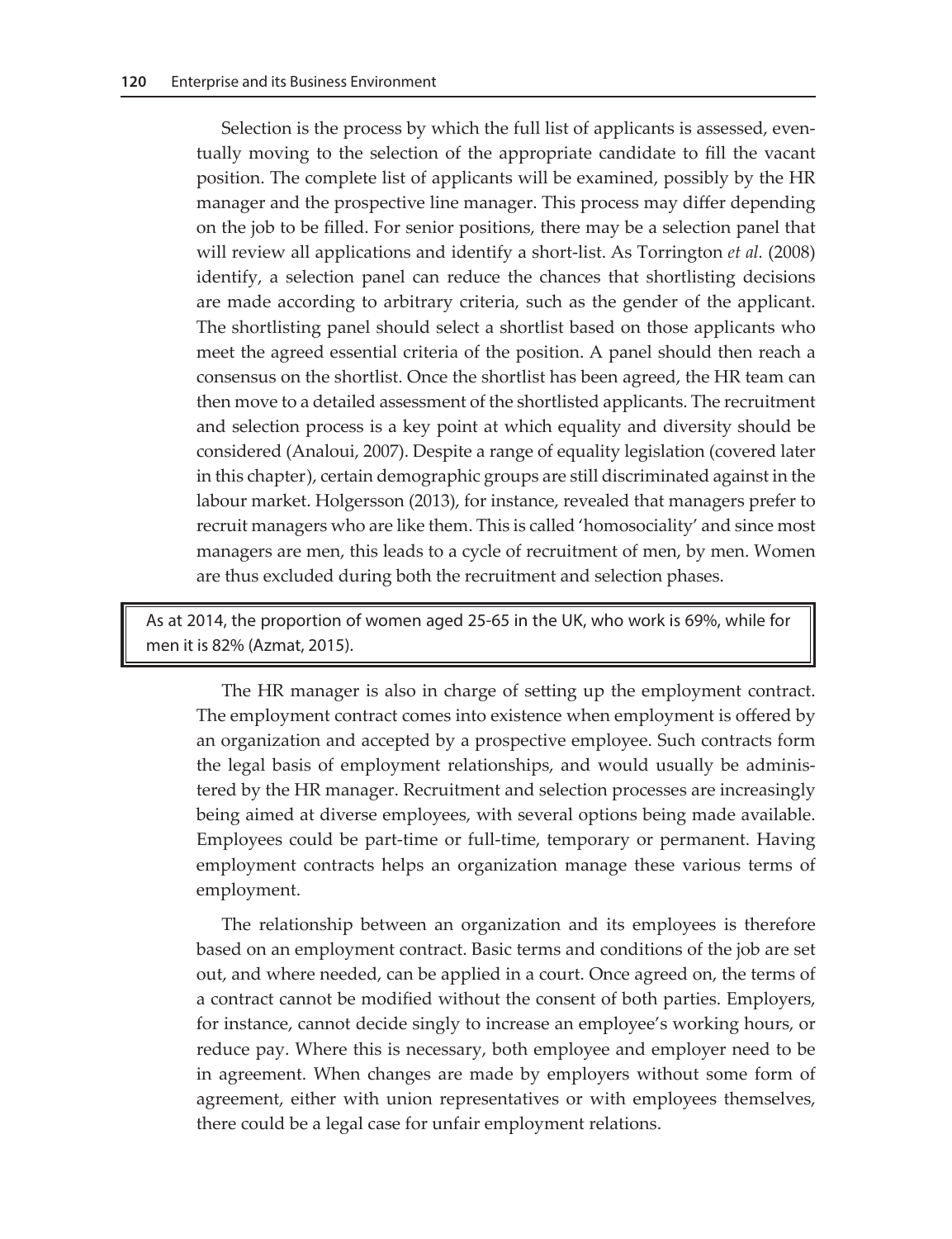Selection is the process by which the full list of applicants is assessed, eventually moving to the selection of the appropriate candidate to fill the vacant position. The complete list of applicants will be examined, possibly by the HR manager and the prospective line manager. This process may differ depending on the job to be filled. For senior positions, there may be a selection panel that will review all applications and identify a short-list. As Torrington *et al.* (2008) identify, a selection panel can reduce the chances that shortlisting decisions are made according to arbitrary criteria, such as the gender of the applicant. The shortlisting panel should select a shortlist based on those applicants who meet the agreed essential criteria of the position. A panel should then reach a consensus on the shortlist. Once the shortlist has been agreed, the HR team can then move to a detailed assessment of the shortlisted applicants. The recruitment and selection process is a key point at which equality and diversity should be considered (Analoui, 2007). Despite a range of equality legislation (covered later in this chapter), certain demographic groups are still discriminated against in the labour market. Holgersson (2013), for instance, revealed that managers prefer to recruit managers who are like them. This is called 'homosociality' and since most managers are men, this leads to a cycle of recruitment of men, by men. Women are thus excluded during both the recruitment and selection phases.

> As at 2014, the proportion of women aged 25-65 in the UK, who work is 69%, while for men it is 82% (Azmat, 2015).

The HR manager is also in charge of setting up the employment contract. The employment contract comes into existence when employment is offered by an organization and accepted by a prospective employee. Such contracts form the legal basis of employment relationships, and would usually be administered by the HR manager. Recruitment and selection processes are increasingly being aimed at diverse employees, with several options being made available. Employees could be part-time or full-time, temporary or permanent. Having employment contracts helps an organization manage these various terms of employment.

The relationship between an organization and its employees is therefore based on an employment contract. Basic terms and conditions of the job are set out, and where needed, can be applied in a court. Once agreed on, the terms of a contract cannot be modified without the consent of both parties. Employers, for instance, cannot decide singly to increase an employee's working hours, or reduce pay. Where this is necessary, both employee and employer need to be in agreement. When changes are made by employers without some form of agreement, either with union representatives or with employees themselves, there could be a legal case for unfair employment relations.